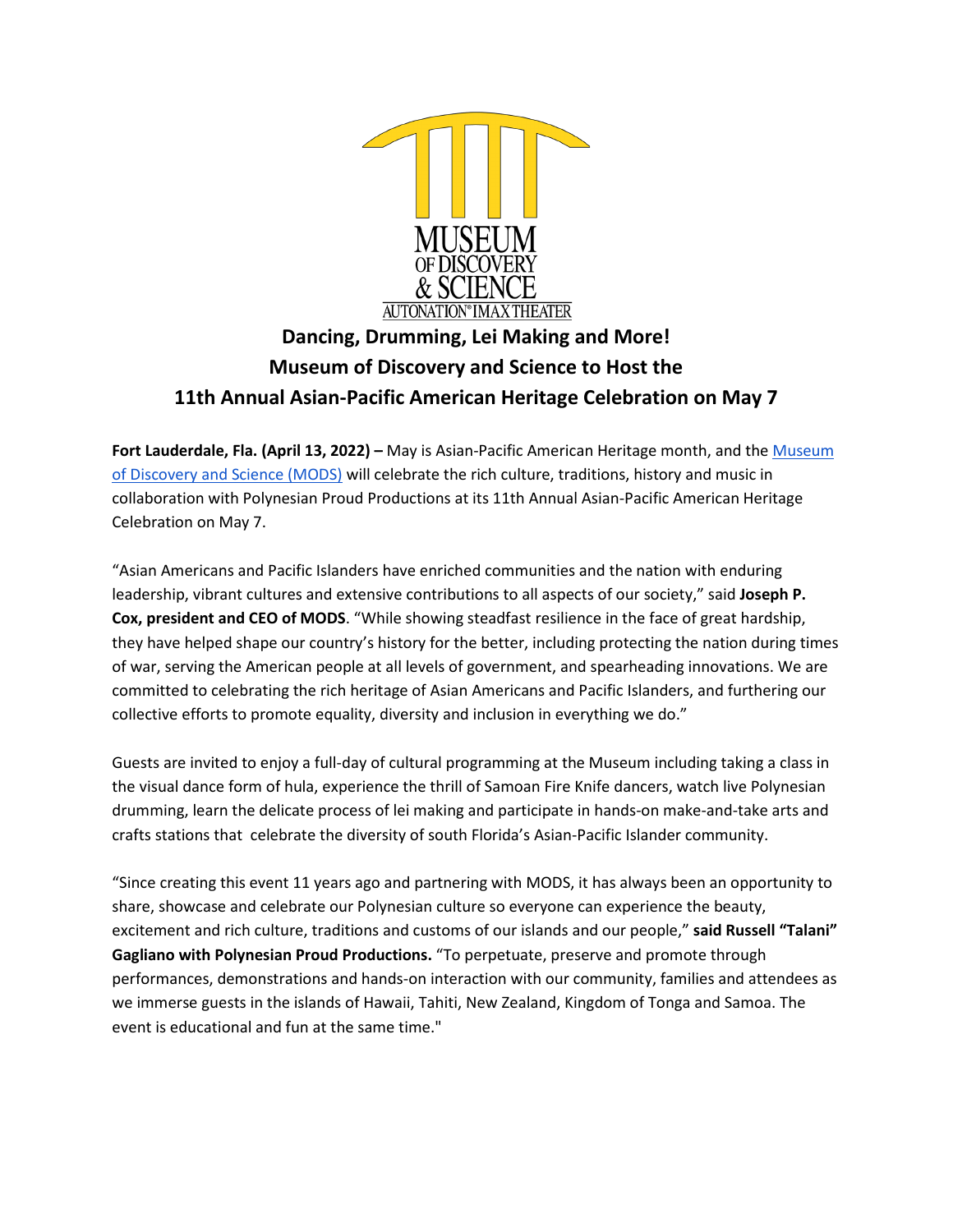# Dancing, Drumming, Lei Making and More!
# Museum of Discovery and Science to Host the 11th Annual Asian-Pacific American Heritage Celebration on May 7

**Fort Lauderdale, Fla. (April 13, 2022) –** May is Asian-Pacific American Heritage month, and the Museum of Discovery and Science (MODS) will celebrate the rich culture, traditions, history and music in collaboration with Polynesian Proud Productions at its 11th Annual Asian-Pacific American Heritage Celebration on May 7.

"Asian Americans and Pacific Islanders have enriched communities and the nation with enduring leadership, vibrant cultures and extensive contributions to all aspects of our society," said **Joseph P. Cox, president and CEO of MODS**. "While showing steadfast resilience in the face of great hardship, they have helped shape our country's history for the better, including protecting the nation during times of war, serving the American people at all levels of government, and spearheading innovations. We are committed to celebrating the rich heritage of Asian Americans and Pacific Islanders, and furthering our collective efforts to promote equality, diversity and inclusion in everything we do."

Guests are invited to enjoy a full-day of cultural programming at the Museum including taking a class in the visual dance form of hula, experience the thrill of Samoan Fire Knife dancers, watch live Polynesian drumming, learn the delicate process of lei making and participate in hands-on make-and-take arts and crafts stations that celebrate the diversity of south Florida's Asian-Pacific Islander community.

"Since creating this event 11 years ago and partnering with MODS, it has always been an opportunity to share, showcase and celebrate our Polynesian culture so everyone can experience the beauty, excitement and rich culture, traditions and customs of our islands and our people," **said Russell "Talani" Gagliano with Polynesian Proud Productions.** "To perpetuate, preserve and promote through performances, demonstrations and hands-on interaction with our community, families and attendees as we immerse guests in the islands of Hawaii, Tahiti, New Zealand, Kingdom of Tonga and Samoa. The event is educational and fun at the same time."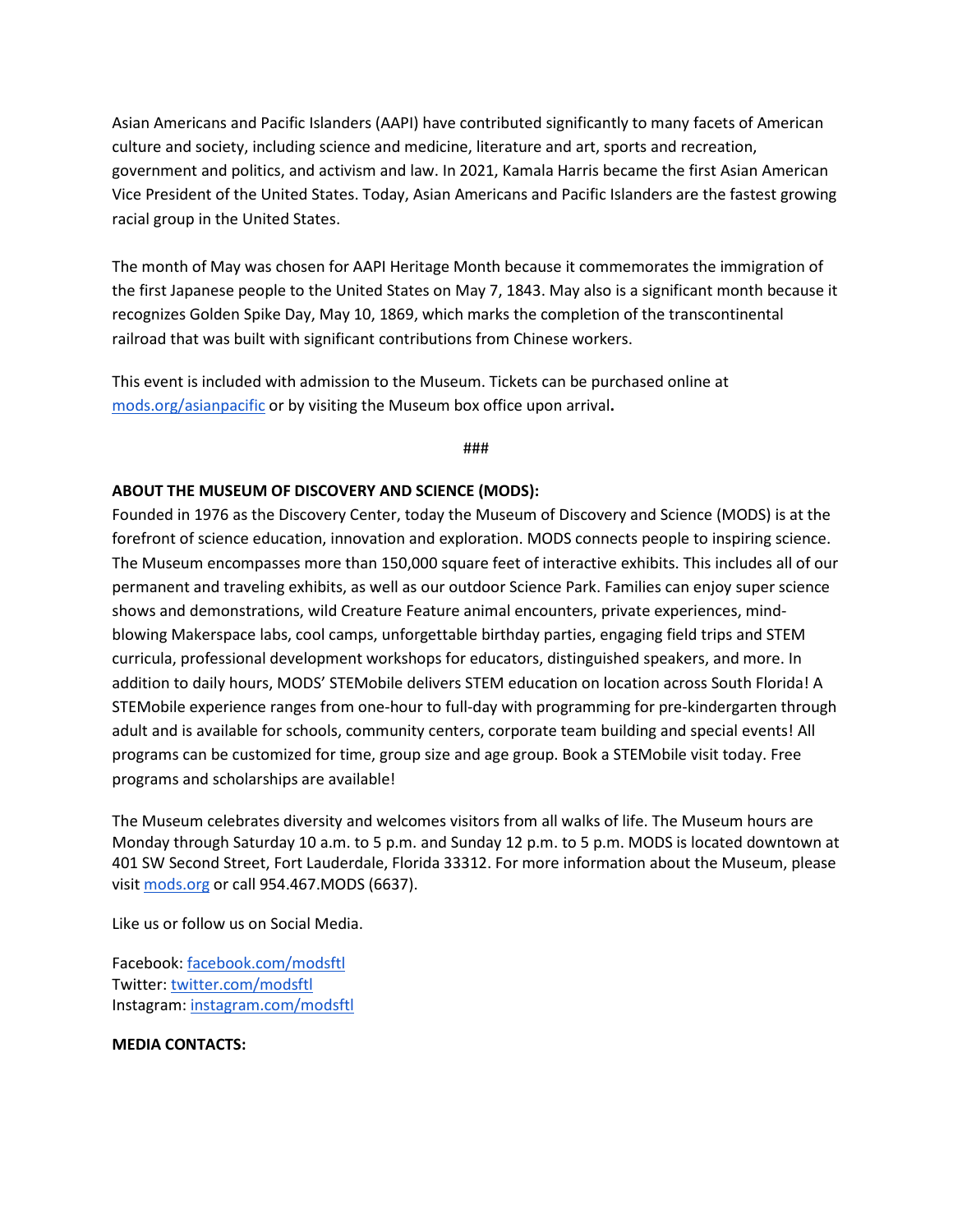Asian Americans and Pacific Islanders (AAPI) have contributed significantly to many facets of American culture and society, including science and medicine, literature and art, sports and recreation, government and politics, and activism and law. In 2021, Kamala Harris became the first Asian American Vice President of the United States. Today, Asian Americans and Pacific Islanders are the fastest growing racial group in the United States.

The month of May was chosen for AAPI Heritage Month because it commemorates the immigration of the first Japanese people to the United States on May 7, 1843. May also is a significant month because it recognizes Golden Spike Day, May 10, 1869, which marks the completion of the transcontinental railroad that was built with significant contributions from Chinese workers.

This event is included with admission to the Museum. Tickets can be purchased online at [mods.org/asianpacific](mods.org/asianpacific) or by visiting the Museum box office upon arrival**.**

###

**ABOUT THE MUSEUM OF DISCOVERY AND SCIENCE (MODS):**
Founded in 1976 as the Discovery Center, today the Museum of Discovery and Science (MODS) is at the forefront of science education, innovation and exploration. MODS connects people to inspiring science. The Museum encompasses more than 150,000 square feet of interactive exhibits. This includes all of our permanent and traveling exhibits, as well as our outdoor Science Park. Families can enjoy super science shows and demonstrations, wild Creature Feature animal encounters, private experiences, mind-blowing Makerspace labs, cool camps, unforgettable birthday parties, engaging field trips and STEM curricula, professional development workshops for educators, distinguished speakers, and more. In addition to daily hours, MODS' STEMobile delivers STEM education on location across South Florida! A STEMobile experience ranges from one-hour to full-day with programming for pre-kindergarten through adult and is available for schools, community centers, corporate team building and special events! All programs can be customized for time, group size and age group. Book a STEMobile visit today. Free programs and scholarships are available!

The Museum celebrates diversity and welcomes visitors from all walks of life. The Museum hours are Monday through Saturday 10 a.m. to 5 p.m. and Sunday 12 p.m. to 5 p.m. MODS is located downtown at 401 SW Second Street, Fort Lauderdale, Florida 33312. For more information about the Museum, please visit [mods.org](mods.org) or call 954.467.MODS (6637).

Like us or follow us on Social Media.

Facebook: [facebook.com/modsftl](facebook.com/modsftl)
Twitter: [twitter.com/modsftl](twitter.com/modsftl)
Instagram: [instagram.com/modsftl](instagram.com/modsftl)

**MEDIA CONTACTS:**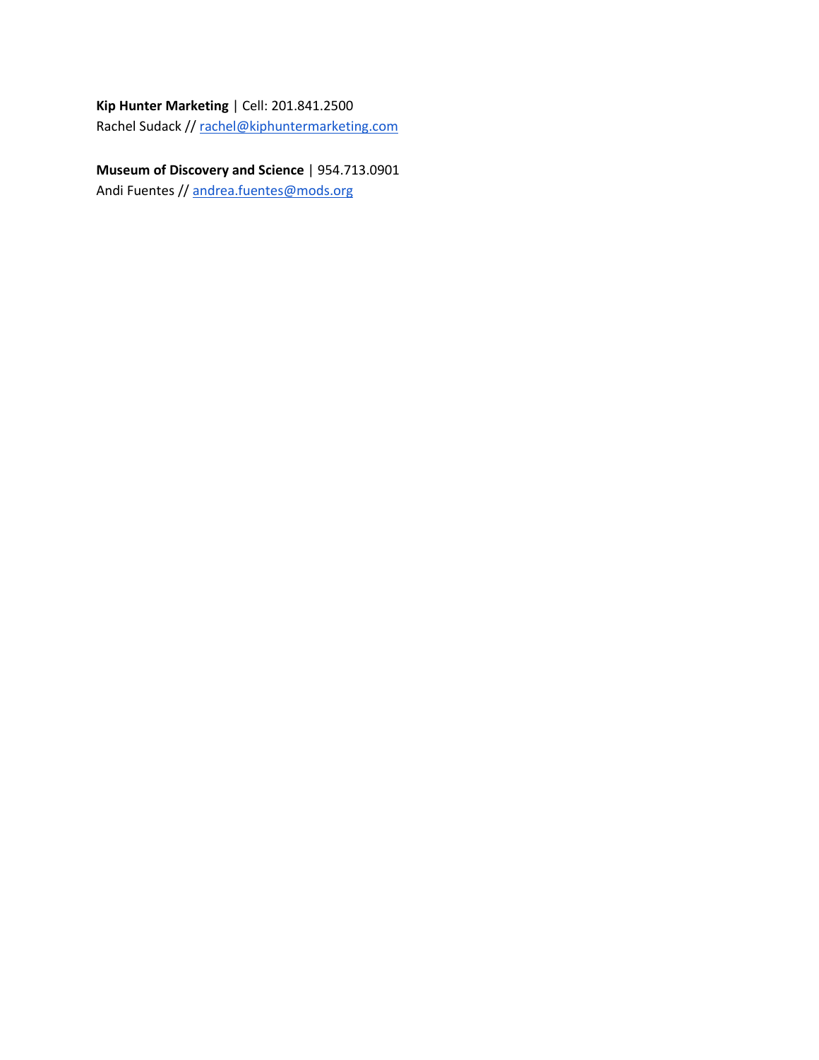**Kip Hunter Marketing** | Cell: 201.841.2500
Rachel Sudack // rachel@kiphuntermarketing.com

**Museum of Discovery and Science** | 954.713.0901
Andi Fuentes // andrea.fuentes@mods.org